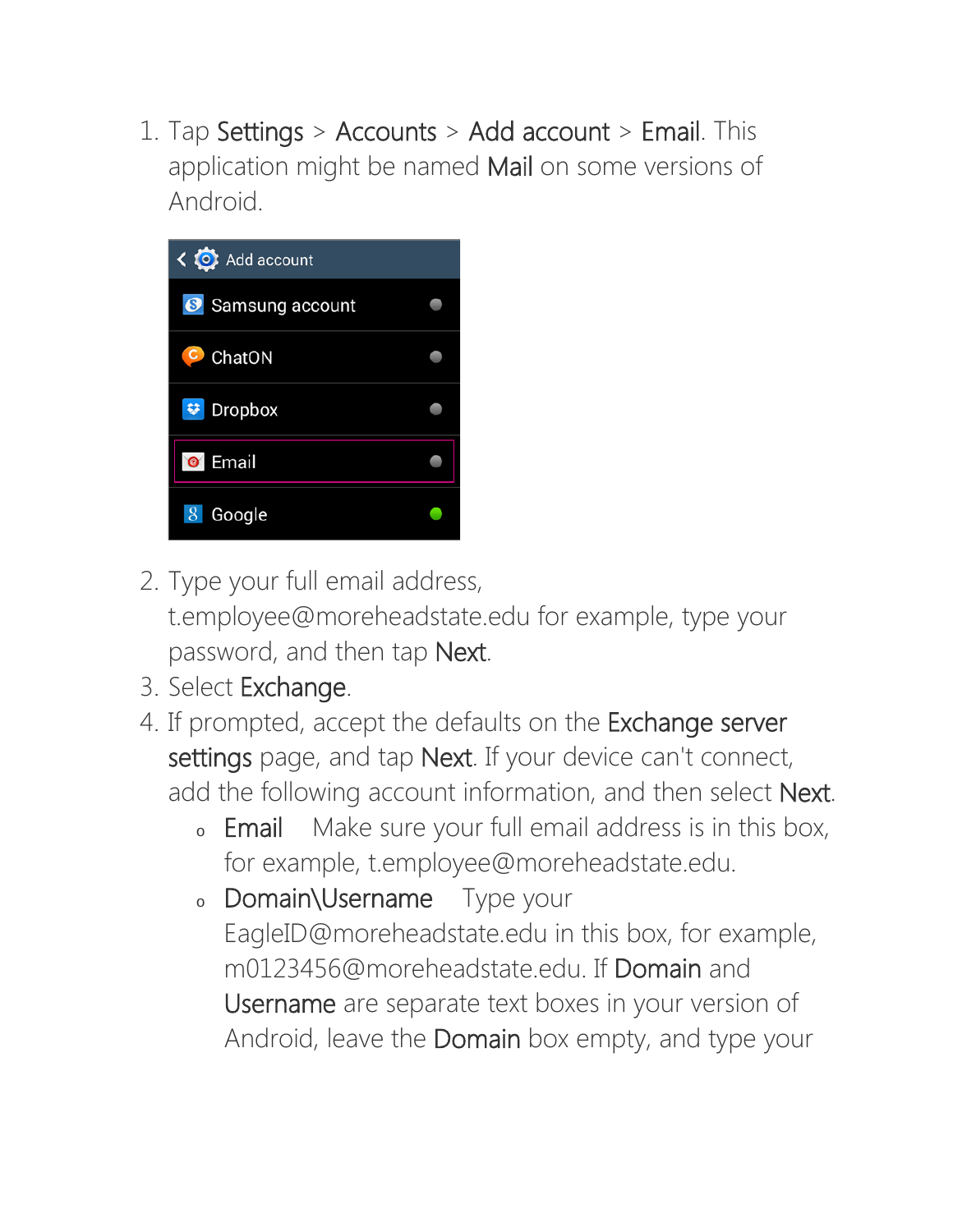1. Tap Settings > Accounts > Add account > Email. This application might be named Mail on some versions of Android.
2. Type your full email address, t.employee@moreheadstate.edu for example, type your password, and then tap Next.
3. Select Exchange.
4. If prompted, accept the defaults on the Exchange server settings page, and tap Next. If your device can't connect, add the following account information, and then select Next.
   - Email    Make sure your full email address is in this box, for example, t.employee@moreheadstate.edu.
   - Domain\Username    Type your EagleID@moreheadstate.edu in this box, for example, m0123456@moreheadstate.edu. If Domain and Username are separate text boxes in your version of Android, leave the Domain box empty, and type your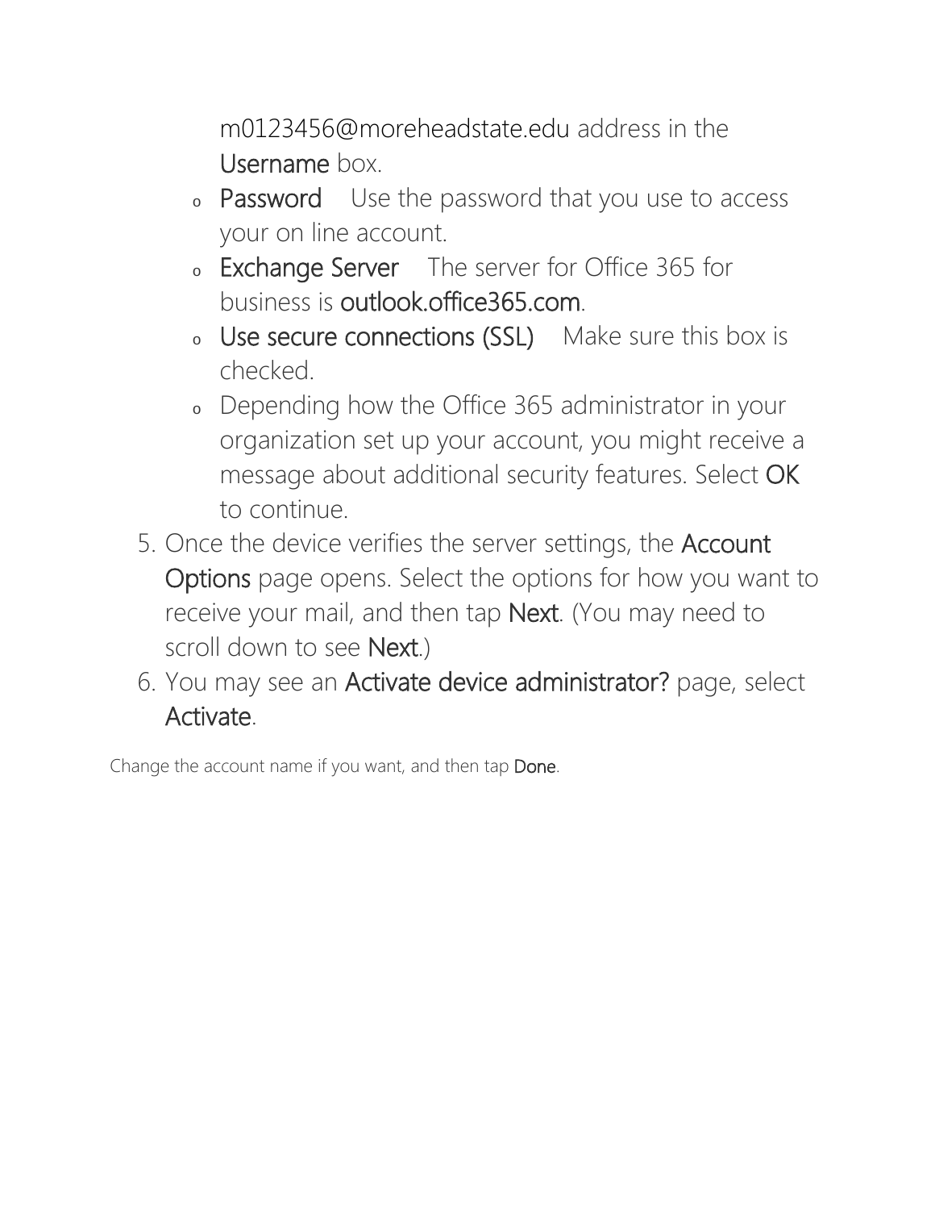m0123456@moreheadstate.edu address in the **Username** box.

  - **Password** Use the password that you use to access your on line account.
  - **Exchange Server** The server for Office 365 for business is **outlook.office365.com**.
  - **Use secure connections (SSL)** Make sure this box is checked.
  - Depending how the Office 365 administrator in your organization set up your account, you might receive a message about additional security features. Select **OK** to continue.

5. Once the device verifies the server settings, the **Account Options** page opens. Select the options for how you want to receive your mail, and then tap **Next**. (You may need to scroll down to see **Next**.)
6. You may see an **Activate device administrator?** page, select **Activate**.

Change the account name if you want, and then tap **Done**.